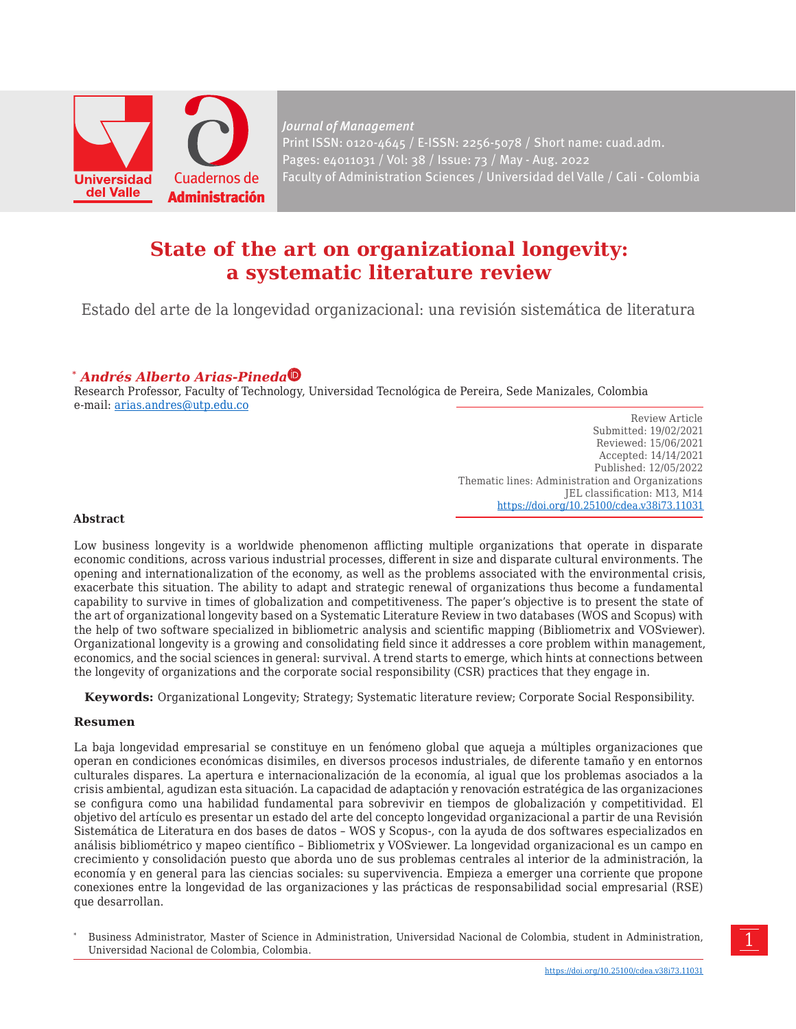# State of the art on organizational longevity: a systematic literature review

Estado del arte de la longevidad organizacional: una revisión sistemática de literatura

[*] *Andrés Alberto Arias-Pineda*
Research Professor, Faculty of Technology, Universidad Tecnológica de Pereira, Sede Manizales, Colombia
e-mail: arias.andres@utp.edu.co

Review Article
Submitted: 19/02/2021
Reviewed: 15/06/2021
Accepted: 14/14/2021
Published: 12/05/2022
Thematic lines: Administration and Organizations
JEL classification: M13, M14
https://doi.org/10.25100/cdea.v38i73.11031

### Abstract

Low business longevity is a worldwide phenomenon afflicting multiple organizations that operate in disparate economic conditions, across various industrial processes, different in size and disparate cultural environments. The opening and internationalization of the economy, as well as the problems associated with the environmental crisis, exacerbate this situation. The ability to adapt and strategic renewal of organizations thus become a fundamental capability to survive in times of globalization and competitiveness. The paper's objective is to present the state of the art of organizational longevity based on a Systematic Literature Review in two databases (WOS and Scopus) with the help of two software specialized in bibliometric analysis and scientific mapping (Bibliometrix and VOSviewer). Organizational longevity is a growing and consolidating field since it addresses a core problem within management, economics, and the social sciences in general: survival. A trend starts to emerge, which hints at connections between the longevity of organizations and the corporate social responsibility (CSR) practices that they engage in.

**Keywords:** Organizational Longevity; Strategy; Systematic literature review; Corporate Social Responsibility.

### Resumen

La baja longevidad empresarial se constituye en un fenómeno global que aqueja a múltiples organizaciones que operan en condiciones económicas disimiles, en diversos procesos industriales, de diferente tamaño y en entornos culturales dispares. La apertura e internacionalización de la economía, al igual que los problemas asociados a la crisis ambiental, agudizan esta situación. La capacidad de adaptación y renovación estratégica de las organizaciones se configura como una habilidad fundamental para sobrevivir en tiempos de globalización y competitividad. El objetivo del artículo es presentar un estado del arte del concepto longevidad organizacional a partir de una Revisión Sistemática de Literatura en dos bases de datos – WOS y Scopus-, con la ayuda de dos softwares especializados en análisis bibliométrico y mapeo científico – Bibliometrix y VOSviewer. La longevidad organizacional es un campo en crecimiento y consolidación puesto que aborda uno de sus problemas centrales al interior de la administración, la economía y en general para las ciencias sociales: su supervivencia. Empieza a emerger una corriente que propone conexiones entre la longevidad de las organizaciones y las prácticas de responsabilidad social empresarial (RSE) que desarrollan.

[*] Business Administrator, Master of Science in Administration, Universidad Nacional de Colombia, student in Administration, Universidad Nacional de Colombia, Colombia.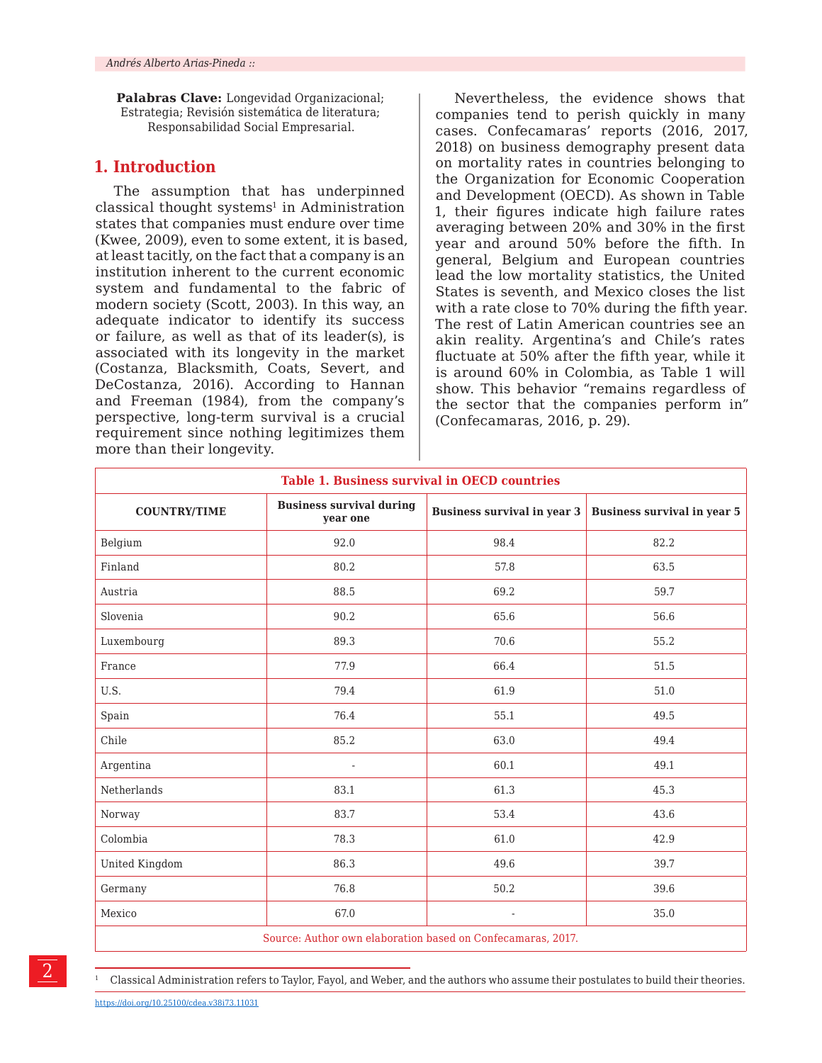**Palabras Clave:** Longevidad Organizacional; Estrategia; Revisión sistemática de literatura; Responsabilidad Social Empresarial.

## 1. Introduction

The assumption that has underpinned classical thought systems[1] in Administration states that companies must endure over time (Kwee, 2009), even to some extent, it is based, at least tacitly, on the fact that a company is an institution inherent to the current economic system and fundamental to the fabric of modern society (Scott, 2003). In this way, an adequate indicator to identify its success or failure, as well as that of its leader(s), is associated with its longevity in the market (Costanza, Blacksmith, Coats, Severt, and DeCostanza, 2016). According to Hannan and Freeman (1984), from the company's perspective, long-term survival is a crucial requirement since nothing legitimizes them more than their longevity.

Nevertheless, the evidence shows that companies tend to perish quickly in many cases. Confecamaras' reports (2016, 2017, 2018) on business demography present data on mortality rates in countries belonging to the Organization for Economic Cooperation and Development (OECD). As shown in Table 1, their figures indicate high failure rates averaging between 20% and 30% in the first year and around 50% before the fifth. In general, Belgium and European countries lead the low mortality statistics, the United States is seventh, and Mexico closes the list with a rate close to 70% during the fifth year. The rest of Latin American countries see an akin reality. Argentina's and Chile's rates fluctuate at 50% after the fifth year, while it is around 60% in Colombia, as Table 1 will show. This behavior "remains regardless of the sector that the companies perform in" (Confecamaras, 2016, p. 29).

**Table 1. Business survival in OECD countries**

| COUNTRY/TIME | Business survival during year one | Business survival in year 3 | Business survival in year 5 |
|---|---|---|---|
| Belgium | 92.0 | 98.4 | 82.2 |
| Finland | 80.2 | 57.8 | 63.5 |
| Austria | 88.5 | 69.2 | 59.7 |
| Slovenia | 90.2 | 65.6 | 56.6 |
| Luxembourg | 89.3 | 70.6 | 55.2 |
| France | 77.9 | 66.4 | 51.5 |
| U.S. | 79.4 | 61.9 | 51.0 |
| Spain | 76.4 | 55.1 | 49.5 |
| Chile | 85.2 | 63.0 | 49.4 |
| Argentina | - | 60.1 | 49.1 |
| Netherlands | 83.1 | 61.3 | 45.3 |
| Norway | 83.7 | 53.4 | 43.6 |
| Colombia | 78.3 | 61.0 | 42.9 |
| United Kingdom | 86.3 | 49.6 | 39.7 |
| Germany | 76.8 | 50.2 | 39.6 |
| Mexico | 67.0 | - | 35.0 |

Source: Author own elaboration based on Confecamaras, 2017.

[1] Classical Administration refers to Taylor, Fayol, and Weber, and the authors who assume their postulates to build their theories.

https://doi.org/10.25100/cdea.v38i73.11031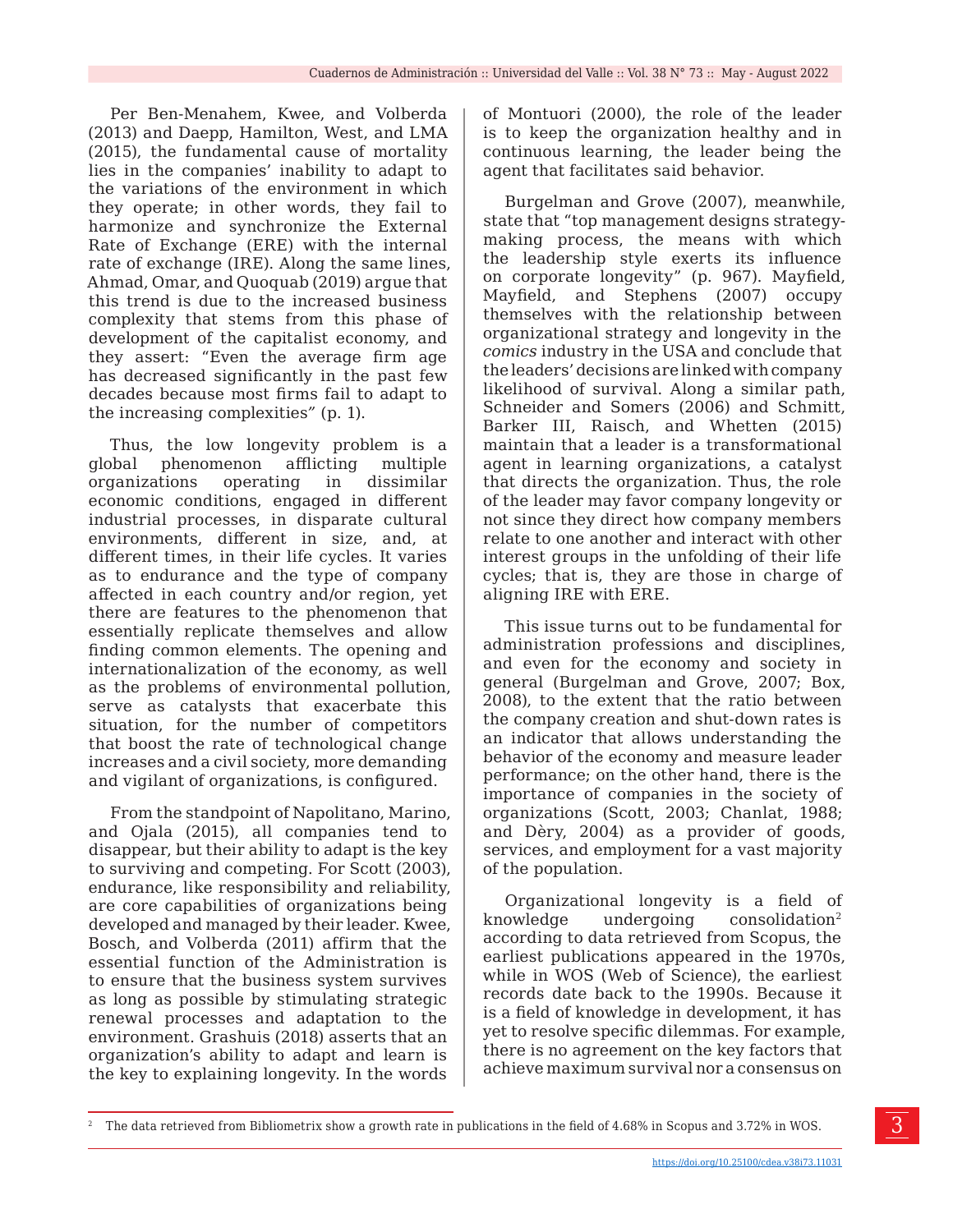Per Ben-Menahem, Kwee, and Volberda (2013) and Daepp, Hamilton, West, and LMA (2015), the fundamental cause of mortality lies in the companies' inability to adapt to the variations of the environment in which they operate; in other words, they fail to harmonize and synchronize the External Rate of Exchange (ERE) with the internal rate of exchange (IRE). Along the same lines, Ahmad, Omar, and Quoquab (2019) argue that this trend is due to the increased business complexity that stems from this phase of development of the capitalist economy, and they assert: "Even the average firm age has decreased significantly in the past few decades because most firms fail to adapt to the increasing complexities" (p. 1).

Thus, the low longevity problem is a global phenomenon afflicting multiple organizations operating in dissimilar economic conditions, engaged in different industrial processes, in disparate cultural environments, different in size, and, at different times, in their life cycles. It varies as to endurance and the type of company affected in each country and/or region, yet there are features to the phenomenon that essentially replicate themselves and allow finding common elements. The opening and internationalization of the economy, as well as the problems of environmental pollution, serve as catalysts that exacerbate this situation, for the number of competitors that boost the rate of technological change increases and a civil society, more demanding and vigilant of organizations, is configured.

From the standpoint of Napolitano, Marino, and Ojala (2015), all companies tend to disappear, but their ability to adapt is the key to surviving and competing. For Scott (2003), endurance, like responsibility and reliability, are core capabilities of organizations being developed and managed by their leader. Kwee, Bosch, and Volberda (2011) affirm that the essential function of the Administration is to ensure that the business system survives as long as possible by stimulating strategic renewal processes and adaptation to the environment. Grashuis (2018) asserts that an organization's ability to adapt and learn is the key to explaining longevity. In the words of Montuori (2000), the role of the leader is to keep the organization healthy and in continuous learning, the leader being the agent that facilitates said behavior.

Burgelman and Grove (2007), meanwhile, state that "top management designs strategy-making process, the means with which the leadership style exerts its influence on corporate longevity" (p. 967). Mayfield, Mayfield, and Stephens (2007) occupy themselves with the relationship between organizational strategy and longevity in the *comics* industry in the USA and conclude that the leaders' decisions are linked with company likelihood of survival. Along a similar path, Schneider and Somers (2006) and Schmitt, Barker III, Raisch, and Whetten (2015) maintain that a leader is a transformational agent in learning organizations, a catalyst that directs the organization. Thus, the role of the leader may favor company longevity or not since they direct how company members relate to one another and interact with other interest groups in the unfolding of their life cycles; that is, they are those in charge of aligning IRE with ERE.

This issue turns out to be fundamental for administration professions and disciplines, and even for the economy and society in general (Burgelman and Grove, 2007; Box, 2008), to the extent that the ratio between the company creation and shut-down rates is an indicator that allows understanding the behavior of the economy and measure leader performance; on the other hand, there is the importance of companies in the society of organizations (Scott, 2003; Chanlat, 1988; and Dèry, 2004) as a provider of goods, services, and employment for a vast majority of the population.

Organizational longevity is a field of knowledge undergoing consolidation[2] according to data retrieved from Scopus, the earliest publications appeared in the 1970s, while in WOS (Web of Science), the earliest records date back to the 1990s. Because it is a field of knowledge in development, it has yet to resolve specific dilemmas. For example, there is no agreement on the key factors that achieve maximum survival nor a consensus on

[2] The data retrieved from Bibliometrix show a growth rate in publications in the field of 4.68% in Scopus and 3.72% in WOS.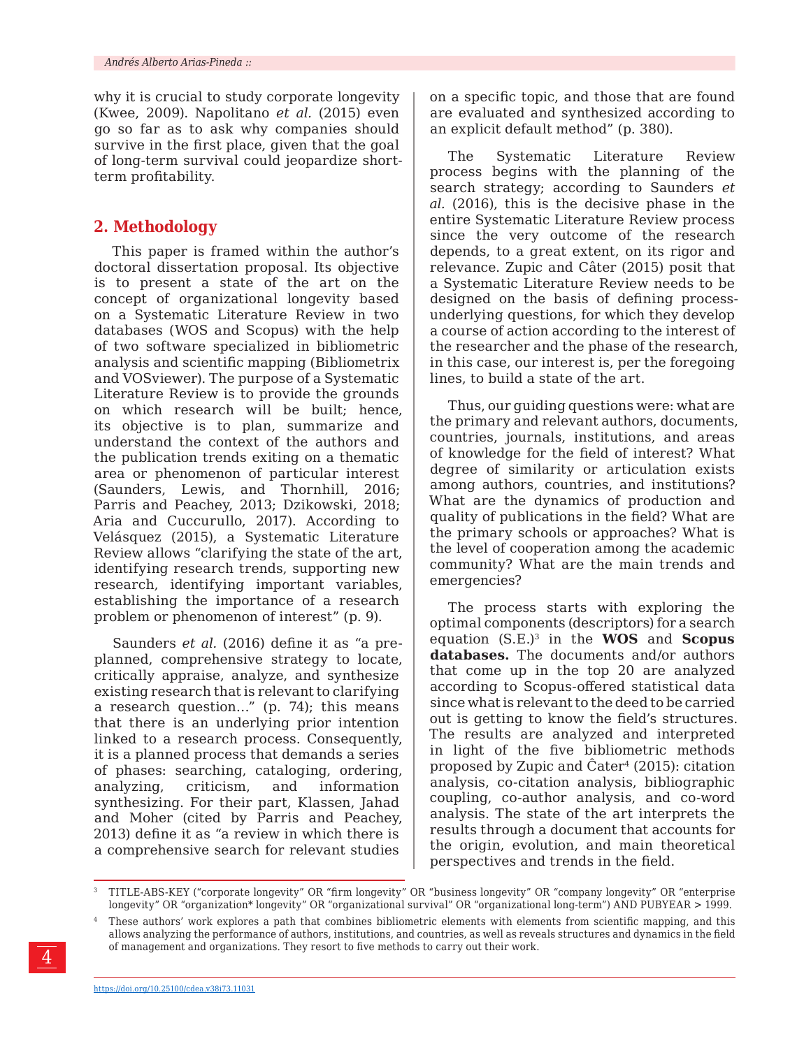why it is crucial to study corporate longevity (Kwee, 2009). Napolitano *et al.* (2015) even go so far as to ask why companies should survive in the first place, given that the goal of long-term survival could jeopardize short-term profitability.

## 2. Methodology

This paper is framed within the author's doctoral dissertation proposal. Its objective is to present a state of the art on the concept of organizational longevity based on a Systematic Literature Review in two databases (WOS and Scopus) with the help of two software specialized in bibliometric analysis and scientific mapping (Bibliometrix and VOSviewer). The purpose of a Systematic Literature Review is to provide the grounds on which research will be built; hence, its objective is to plan, summarize and understand the context of the authors and the publication trends exiting on a thematic area or phenomenon of particular interest (Saunders, Lewis, and Thornhill, 2016; Parris and Peachey, 2013; Dzikowski, 2018; Aria and Cuccurullo, 2017). According to Velásquez (2015), a Systematic Literature Review allows "clarifying the state of the art, identifying research trends, supporting new research, identifying important variables, establishing the importance of a research problem or phenomenon of interest" (p. 9).

Saunders *et al.* (2016) define it as "a pre-planned, comprehensive strategy to locate, critically appraise, analyze, and synthesize existing research that is relevant to clarifying a research question…" (p. 74); this means that there is an underlying prior intention linked to a research process. Consequently, it is a planned process that demands a series of phases: searching, cataloging, ordering, analyzing, criticism, and information synthesizing. For their part, Klassen, Jahad and Moher (cited by Parris and Peachey, 2013) define it as "a review in which there is a comprehensive search for relevant studies on a specific topic, and those that are found are evaluated and synthesized according to an explicit default method" (p. 380).

The Systematic Literature Review process begins with the planning of the search strategy; according to Saunders *et al.* (2016), this is the decisive phase in the entire Systematic Literature Review process since the very outcome of the research depends, to a great extent, on its rigor and relevance. Zupic and Câter (2015) posit that a Systematic Literature Review needs to be designed on the basis of defining process-underlying questions, for which they develop a course of action according to the interest of the researcher and the phase of the research, in this case, our interest is, per the foregoing lines, to build a state of the art.

Thus, our guiding questions were: what are the primary and relevant authors, documents, countries, journals, institutions, and areas of knowledge for the field of interest? What degree of similarity or articulation exists among authors, countries, and institutions? What are the dynamics of production and quality of publications in the field? What are the primary schools or approaches? What is the level of cooperation among the academic community? What are the main trends and emergencies?

The process starts with exploring the optimal components (descriptors) for a search equation (S.E.)[3] in the **WOS** and **Scopus databases.** The documents and/or authors that come up in the top 20 are analyzed according to Scopus-offered statistical data since what is relevant to the deed to be carried out is getting to know the field's structures. The results are analyzed and interpreted in light of the five bibliometric methods proposed by Zupic and Ĉater[4] (2015): citation analysis, co-citation analysis, bibliographic coupling, co-author analysis, and co-word analysis. The state of the art interprets the results through a document that accounts for the origin, evolution, and main theoretical perspectives and trends in the field.

---

[3] TITLE-ABS-KEY ("corporate longevity" OR "firm longevity" OR "business longevity" OR "company longevity" OR "enterprise longevity" OR "organization* longevity" OR "organizational survival" OR "organizational long-term") AND PUBYEAR > 1999.

[4] These authors' work explores a path that combines bibliometric elements with elements from scientific mapping, and this allows analyzing the performance of authors, institutions, and countries, as well as reveals structures and dynamics in the field of management and organizations. They resort to five methods to carry out their work.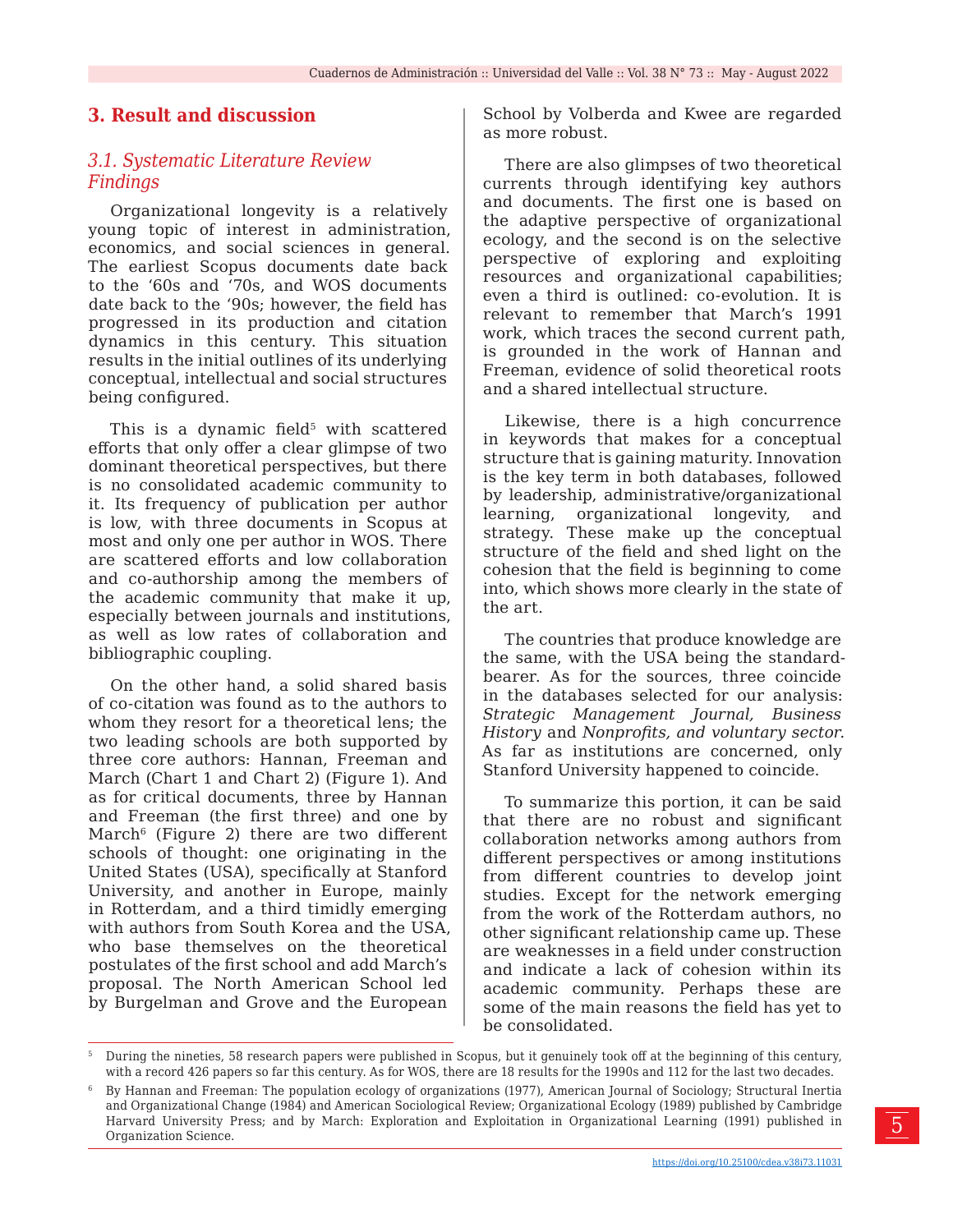## 3. Result and discussion

### 3.1. Systematic Literature Review Findings

Organizational longevity is a relatively young topic of interest in administration, economics, and social sciences in general. The earliest Scopus documents date back to the '60s and '70s, and WOS documents date back to the '90s; however, the field has progressed in its production and citation dynamics in this century. This situation results in the initial outlines of its underlying conceptual, intellectual and social structures being configured.

This is a dynamic field[5] with scattered efforts that only offer a clear glimpse of two dominant theoretical perspectives, but there is no consolidated academic community to it. Its frequency of publication per author is low, with three documents in Scopus at most and only one per author in WOS. There are scattered efforts and low collaboration and co-authorship among the members of the academic community that make it up, especially between journals and institutions, as well as low rates of collaboration and bibliographic coupling.

On the other hand, a solid shared basis of co-citation was found as to the authors to whom they resort for a theoretical lens; the two leading schools are both supported by three core authors: Hannan, Freeman and March (Chart 1 and Chart 2) (Figure 1). And as for critical documents, three by Hannan and Freeman (the first three) and one by March[6] (Figure 2) there are two different schools of thought: one originating in the United States (USA), specifically at Stanford University, and another in Europe, mainly in Rotterdam, and a third timidly emerging with authors from South Korea and the USA, who base themselves on the theoretical postulates of the first school and add March's proposal. The North American School led by Burgelman and Grove and the European School by Volberda and Kwee are regarded as more robust.

There are also glimpses of two theoretical currents through identifying key authors and documents. The first one is based on the adaptive perspective of organizational ecology, and the second is on the selective perspective of exploring and exploiting resources and organizational capabilities; even a third is outlined: co-evolution. It is relevant to remember that March's 1991 work, which traces the second current path, is grounded in the work of Hannan and Freeman, evidence of solid theoretical roots and a shared intellectual structure.

Likewise, there is a high concurrence in keywords that makes for a conceptual structure that is gaining maturity. Innovation is the key term in both databases, followed by leadership, administrative/organizational learning, organizational longevity, and strategy. These make up the conceptual structure of the field and shed light on the cohesion that the field is beginning to come into, which shows more clearly in the state of the art.

The countries that produce knowledge are the same, with the USA being the standard-bearer. As for the sources, three coincide in the databases selected for our analysis: *Strategic Management Journal, Business History* and *Nonprofits, and voluntary sector.* As far as institutions are concerned, only Stanford University happened to coincide.

To summarize this portion, it can be said that there are no robust and significant collaboration networks among authors from different perspectives or among institutions from different countries to develop joint studies. Except for the network emerging from the work of the Rotterdam authors, no other significant relationship came up. These are weaknesses in a field under construction and indicate a lack of cohesion within its academic community. Perhaps these are some of the main reasons the field has yet to be consolidated.

---

[5] During the nineties, 58 research papers were published in Scopus, but it genuinely took off at the beginning of this century, with a record 426 papers so far this century. As for WOS, there are 18 results for the 1990s and 112 for the last two decades.

[6] By Hannan and Freeman: The population ecology of organizations (1977), American Journal of Sociology; Structural Inertia and Organizational Change (1984) and American Sociological Review; Organizational Ecology (1989) published by Cambridge Harvard University Press; and by March: Exploration and Exploitation in Organizational Learning (1991) published in Organization Science.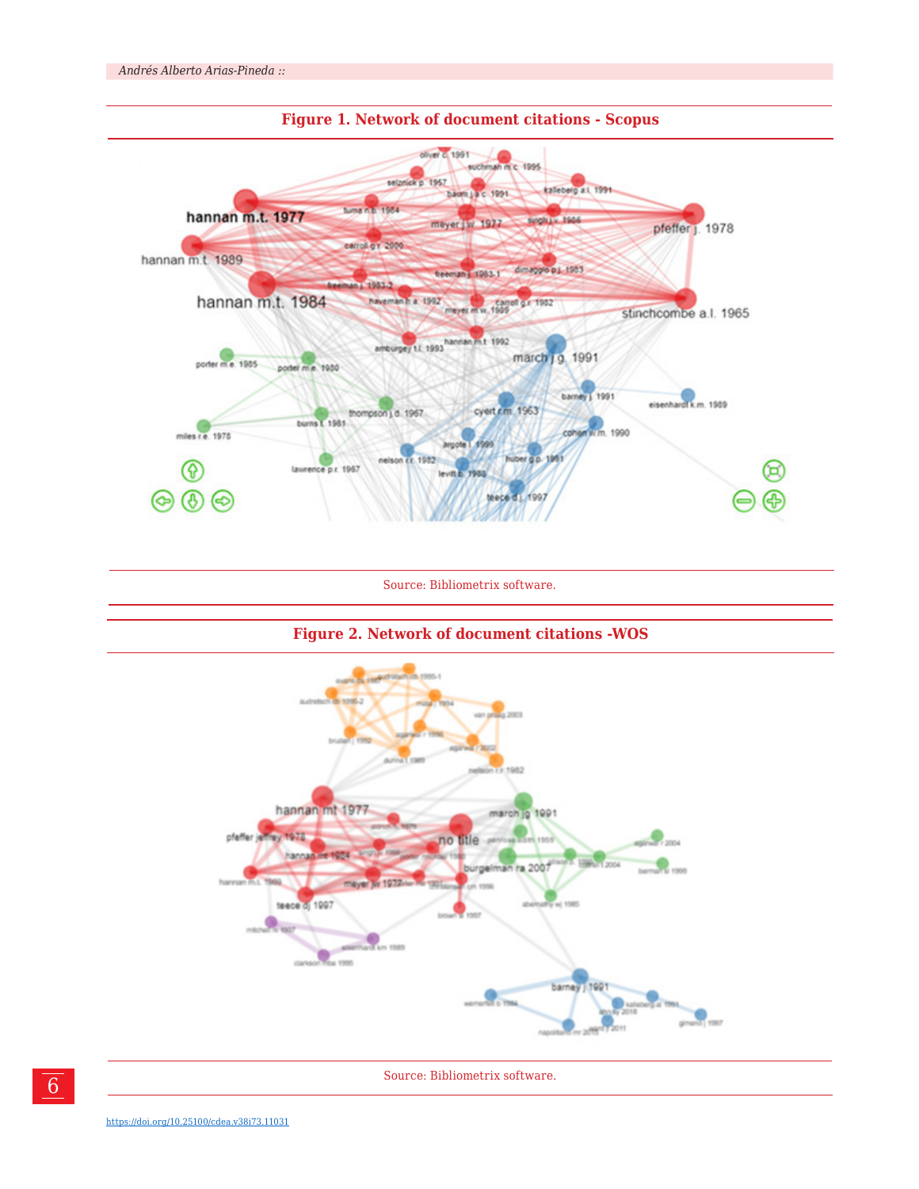**Figure 1. Network of document citations - Scopus**

oliver c. 1991
suchman m.c. 1995
selznick p. 1957
kalleberg a.l. 1991
baum j.a.c. 1991
tuma n.b. 1984
hannan m.t. 1977
meyer j.w. 1977
singh j.v. 1986
pfeffer j. 1978
carroll g.r. 2000
hannan m.t. 1989
freeman j. 1983-1
dimaggio p.j. 1983
freeman j. 1983-2
hannan m.t. 1984
haveman h.a. 1992
carroll g.r. 1982
meyer m.w. 1989
stinchcombe a.l. 1965
amburgey t.l. 1993
hannan m.t. 1992
march j.g. 1991
porter m.e. 1985
porter m.e. 1980
barney j. 1991
eisenhardt k.m. 1989
thompson j.d. 1967
cyert r.m. 1963
miles r.e. 1978
burns t. 1961
cohen w.m. 1990
argote l. 1999
nelson r.r. 1982
huber g.p. 1991
lawrence p.r. 1967
levitt b. 1988
teece d.j. 1997

Source: Bibliometrix software.

**Figure 2. Network of document citations -WOS**

evans ds 1987
audretsch db 1995-1
audretsch db 1995-2
acs zj 1994
van praag 2003
bruderl j 1992
agarwal r 1996
agarwal r 2002
dunne t 1989
nelson rr 1982
hannan mt 1977
march jg 1991
pfeffer jeffrey 1978
no title
penrose edith 1959
hannan mt 1984
porter michael 1980
agarwal r 2004
burgelman ra 2007
hannan m.t. 1989
meyer jw 1977
barnett w 1999
teece dj 1997
abernathy wj 1985
brown s 1997
mitchell w 1997
eisenhardt km 1989
clarkson mbe 1995
barney j 1991
wernerfelt b 1984
kalleberg al 1991
gimeno j 1997
napolitano mr 2015

Source: Bibliometrix software.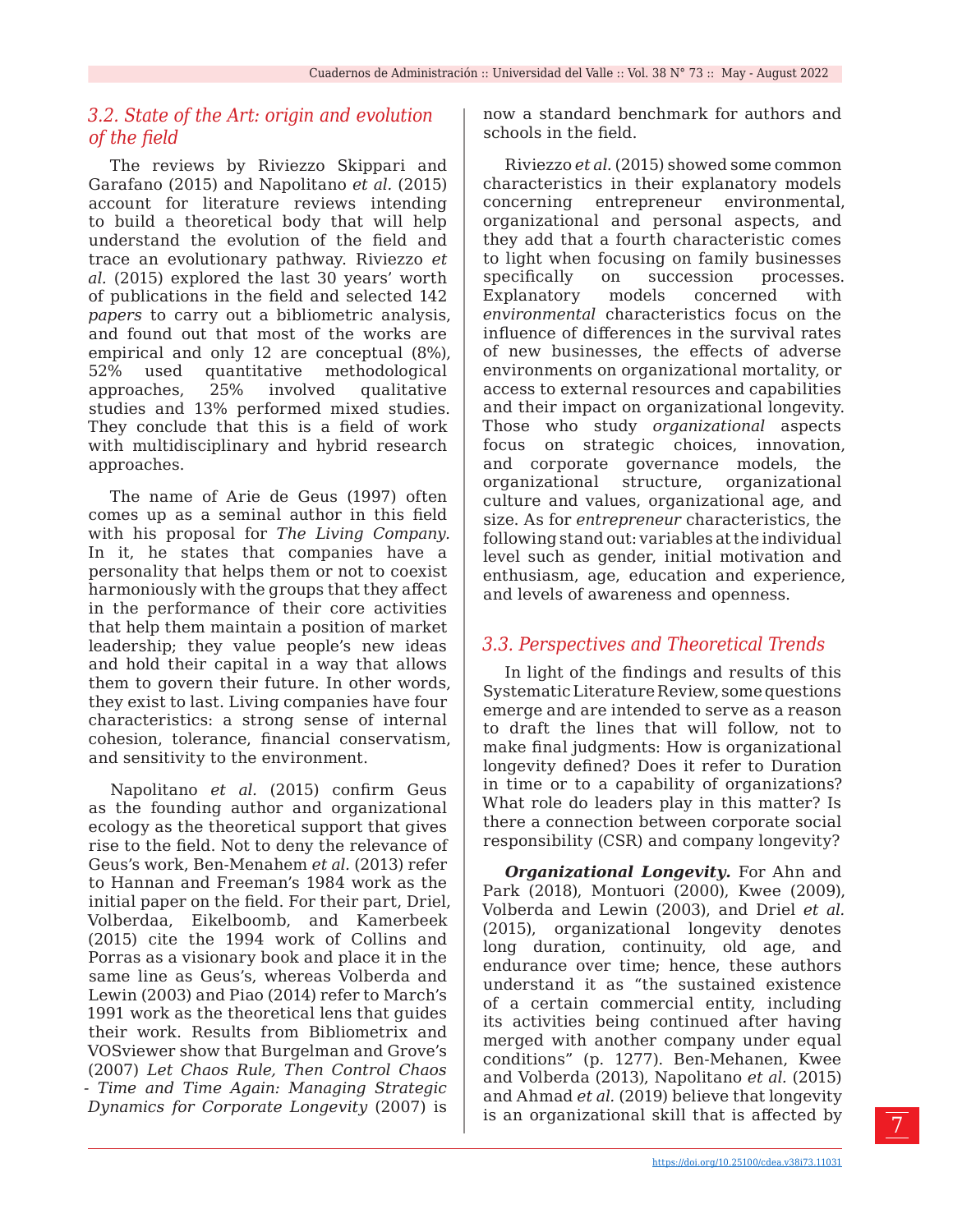### 3.2. State of the Art: origin and evolution of the field

The reviews by Riviezzo Skippari and Garafano (2015) and Napolitano *et al.* (2015) account for literature reviews intending to build a theoretical body that will help understand the evolution of the field and trace an evolutionary pathway. Riviezzo *et al.* (2015) explored the last 30 years' worth of publications in the field and selected 142 *papers* to carry out a bibliometric analysis, and found out that most of the works are empirical and only 12 are conceptual (8%), 52% used quantitative methodological approaches, 25% involved qualitative studies and 13% performed mixed studies. They conclude that this is a field of work with multidisciplinary and hybrid research approaches.

The name of Arie de Geus (1997) often comes up as a seminal author in this field with his proposal for *The Living Company*. In it, he states that companies have a personality that helps them or not to coexist harmoniously with the groups that they affect in the performance of their core activities that help them maintain a position of market leadership; they value people's new ideas and hold their capital in a way that allows them to govern their future. In other words, they exist to last. Living companies have four characteristics: a strong sense of internal cohesion, tolerance, financial conservatism, and sensitivity to the environment.

Napolitano *et al.* (2015) confirm Geus as the founding author and organizational ecology as the theoretical support that gives rise to the field. Not to deny the relevance of Geus's work, Ben-Menahem *et al.* (2013) refer to Hannan and Freeman's 1984 work as the initial paper on the field. For their part, Driel, Volberdaa, Eikelboomb, and Kamerbeek (2015) cite the 1994 work of Collins and Porras as a visionary book and place it in the same line as Geus's, whereas Volberda and Lewin (2003) and Piao (2014) refer to March's 1991 work as the theoretical lens that guides their work. Results from Bibliometrix and VOSviewer show that Burgelman and Grove's (2007) *Let Chaos Rule, Then Control Chaos - Time and Time Again: Managing Strategic Dynamics for Corporate Longevity* (2007) is now a standard benchmark for authors and schools in the field.

Riviezzo *et al.* (2015) showed some common characteristics in their explanatory models concerning entrepreneur environmental, organizational and personal aspects, and they add that a fourth characteristic comes to light when focusing on family businesses specifically on succession processes. Explanatory models concerned with *environmental* characteristics focus on the influence of differences in the survival rates of new businesses, the effects of adverse environments on organizational mortality, or access to external resources and capabilities and their impact on organizational longevity. Those who study *organizational* aspects focus on strategic choices, innovation, and corporate governance models, the organizational structure, organizational culture and values, organizational age, and size. As for *entrepreneur* characteristics, the following stand out: variables at the individual level such as gender, initial motivation and enthusiasm, age, education and experience, and levels of awareness and openness.

### 3.3. Perspectives and Theoretical Trends

In light of the findings and results of this Systematic Literature Review, some questions emerge and are intended to serve as a reason to draft the lines that will follow, not to make final judgments: How is organizational longevity defined? Does it refer to Duration in time or to a capability of organizations? What role do leaders play in this matter? Is there a connection between corporate social responsibility (CSR) and company longevity?

***Organizational Longevity.*** For Ahn and Park (2018), Montuori (2000), Kwee (2009), Volberda and Lewin (2003), and Driel *et al.* (2015), organizational longevity denotes long duration, continuity, old age, and endurance over time; hence, these authors understand it as "the sustained existence of a certain commercial entity, including its activities being continued after having merged with another company under equal conditions" (p. 1277). Ben-Mehanen, Kwee and Volberda (2013), Napolitano *et al.* (2015) and Ahmad *et al.* (2019) believe that longevity is an organizational skill that is affected by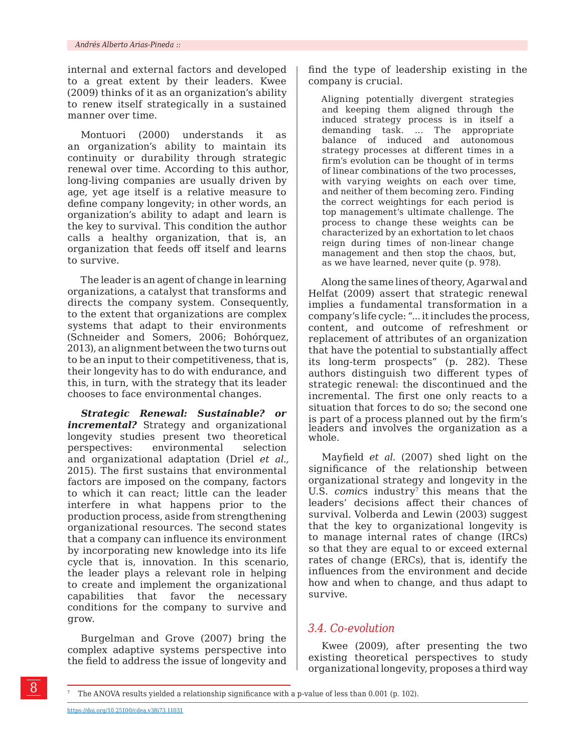internal and external factors and developed to a great extent by their leaders. Kwee (2009) thinks of it as an organization's ability to renew itself strategically in a sustained manner over time.

Montuori (2000) understands it as an organization's ability to maintain its continuity or durability through strategic renewal over time. According to this author, long-living companies are usually driven by age, yet age itself is a relative measure to define company longevity; in other words, an organization's ability to adapt and learn is the key to survival. This condition the author calls a healthy organization, that is, an organization that feeds off itself and learns to survive.

The leader is an agent of change in learning organizations, a catalyst that transforms and directs the company system. Consequently, to the extent that organizations are complex systems that adapt to their environments (Schneider and Somers, 2006; Bohórquez, 2013), an alignment between the two turns out to be an input to their competitiveness, that is, their longevity has to do with endurance, and this, in turn, with the strategy that its leader chooses to face environmental changes.

***Strategic Renewal: Sustainable? or incremental?*** Strategy and organizational longevity studies present two theoretical perspectives: environmental selection and organizational adaptation (Driel *et al.,* 2015). The first sustains that environmental factors are imposed on the company, factors to which it can react; little can the leader interfere in what happens prior to the production process, aside from strengthening organizational resources. The second states that a company can influence its environment by incorporating new knowledge into its life cycle that is, innovation. In this scenario, the leader plays a relevant role in helping to create and implement the organizational capabilities that favor the necessary conditions for the company to survive and grow.

Burgelman and Grove (2007) bring the complex adaptive systems perspective into the field to address the issue of longevity and find the type of leadership existing in the company is crucial.

> Aligning potentially divergent strategies and keeping them aligned through the induced strategy process is in itself a demanding task. ... The appropriate balance of induced and autonomous strategy processes at different times in a firm's evolution can be thought of in terms of linear combinations of the two processes, with varying weights on each over time, and neither of them becoming zero. Finding the correct weightings for each period is top management's ultimate challenge. The process to change these weights can be characterized by an exhortation to let chaos reign during times of non-linear change management and then stop the chaos, but, as we have learned, never quite (p. 978).

Along the same lines of theory, Agarwal and Helfat (2009) assert that strategic renewal implies a fundamental transformation in a company's life cycle: "... it includes the process, content, and outcome of refreshment or replacement of attributes of an organization that have the potential to substantially affect its long-term prospects" (p. 282). These authors distinguish two different types of strategic renewal: the discontinued and the incremental. The first one only reacts to a situation that forces to do so; the second one is part of a process planned out by the firm's leaders and involves the organization as a whole.

Mayfield *et al.* (2007) shed light on the significance of the relationship between organizational strategy and longevity in the U.S. *comic*s industry[7] this means that the leaders' decisions affect their chances of survival. Volberda and Lewin (2003) suggest that the key to organizational longevity is to manage internal rates of change (IRCs) so that they are equal to or exceed external rates of change (ERCs), that is, identify the influences from the environment and decide how and when to change, and thus adapt to survive.

### 3.4. Co-evolution

Kwee (2009), after presenting the two existing theoretical perspectives to study organizational longevity, proposes a third way

[7] The ANOVA results yielded a relationship significance with a p-value of less than 0.001 (p. 102).

https://doi.org/10.25100/cdea.v38i73.11031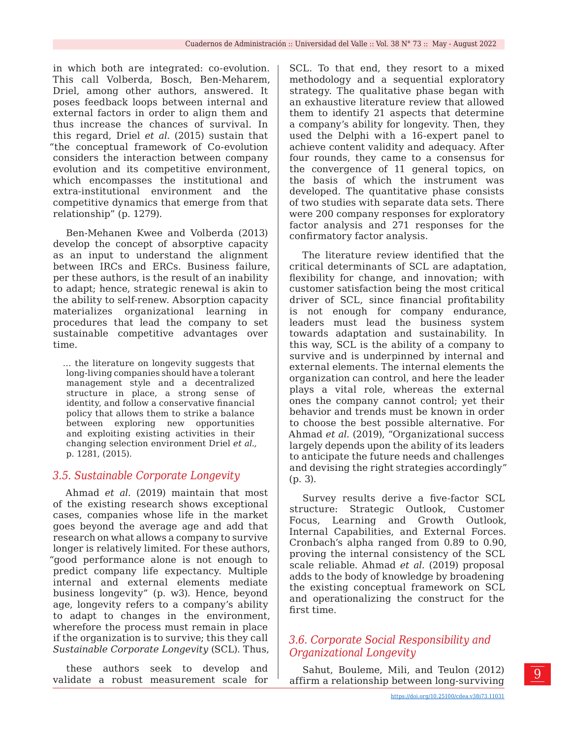in which both are integrated: co-evolution. This call Volberda, Bosch, Ben-Meharem, Driel, among other authors, answered. It poses feedback loops between internal and external factors in order to align them and thus increase the chances of survival. In this regard, Driel *et al.* (2015) sustain that "the conceptual framework of Co-evolution considers the interaction between company evolution and its competitive environment, which encompasses the institutional and extra-institutional environment and the competitive dynamics that emerge from that relationship" (p. 1279).

Ben-Mehanen Kwee and Volberda (2013) develop the concept of absorptive capacity as an input to understand the alignment between IRCs and ERCs. Business failure, per these authors, is the result of an inability to adapt; hence, strategic renewal is akin to the ability to self-renew. Absorption capacity materializes organizational learning in procedures that lead the company to set sustainable competitive advantages over time.

> ... the literature on longevity suggests that long-living companies should have a tolerant management style and a decentralized structure in place, a strong sense of identity, and follow a conservative financial policy that allows them to strike a balance between exploring new opportunities and exploiting existing activities in their changing selection environment Driel *et al.,* p. 1281, (2015).

### 3.5. Sustainable Corporate Longevity

Ahmad *et al.* (2019) maintain that most of the existing research shows exceptional cases, companies whose life in the market goes beyond the average age and add that research on what allows a company to survive longer is relatively limited. For these authors, "good performance alone is not enough to predict company life expectancy. Multiple internal and external elements mediate business longevity" (p. w3). Hence, beyond age, longevity refers to a company's ability to adapt to changes in the environment, wherefore the process must remain in place if the organization is to survive; this they call *Sustainable Corporate Longevity* (SCL). Thus,

these authors seek to develop and validate a robust measurement scale for SCL. To that end, they resort to a mixed methodology and a sequential exploratory strategy. The qualitative phase began with an exhaustive literature review that allowed them to identify 21 aspects that determine a company's ability for longevity. Then, they used the Delphi with a 16-expert panel to achieve content validity and adequacy. After four rounds, they came to a consensus for the convergence of 11 general topics, on the basis of which the instrument was developed. The quantitative phase consists of two studies with separate data sets. There were 200 company responses for exploratory factor analysis and 271 responses for the confirmatory factor analysis.

The literature review identified that the critical determinants of SCL are adaptation, flexibility for change, and innovation; with customer satisfaction being the most critical driver of SCL, since financial profitability is not enough for company endurance, leaders must lead the business system towards adaptation and sustainability. In this way, SCL is the ability of a company to survive and is underpinned by internal and external elements. The internal elements the organization can control, and here the leader plays a vital role, whereas the external ones the company cannot control; yet their behavior and trends must be known in order to choose the best possible alternative. For Ahmad *et al.* (2019), "Organizational success largely depends upon the ability of its leaders to anticipate the future needs and challenges and devising the right strategies accordingly" (p. 3).

Survey results derive a five-factor SCL structure: Strategic Outlook, Customer Focus, Learning and Growth Outlook, Internal Capabilities, and External Forces. Cronbach's alpha ranged from 0.89 to 0.90, proving the internal consistency of the SCL scale reliable. Ahmad *et al.* (2019) proposal adds to the body of knowledge by broadening the existing conceptual framework on SCL and operationalizing the construct for the first time.

### 3.6. Corporate Social Responsibility and Organizational Longevity

Sahut, Bouleme, Mili, and Teulon (2012) affirm a relationship between long-surviving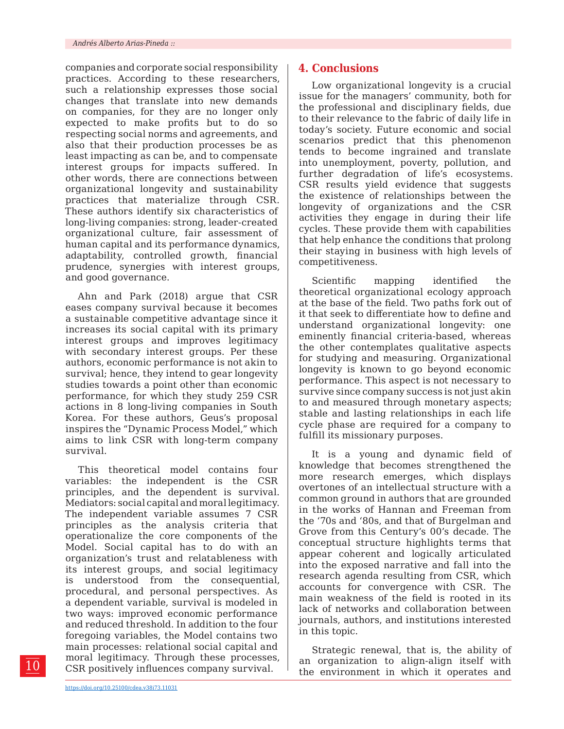companies and corporate social responsibility practices. According to these researchers, such a relationship expresses those social changes that translate into new demands on companies, for they are no longer only expected to make profits but to do so respecting social norms and agreements, and also that their production processes be as least impacting as can be, and to compensate interest groups for impacts suffered. In other words, there are connections between organizational longevity and sustainability practices that materialize through CSR. These authors identify six characteristics of long-living companies: strong, leader-created organizational culture, fair assessment of human capital and its performance dynamics, adaptability, controlled growth, financial prudence, synergies with interest groups, and good governance.

Ahn and Park (2018) argue that CSR eases company survival because it becomes a sustainable competitive advantage since it increases its social capital with its primary interest groups and improves legitimacy with secondary interest groups. Per these authors, economic performance is not akin to survival; hence, they intend to gear longevity studies towards a point other than economic performance, for which they study 259 CSR actions in 8 long-living companies in South Korea. For these authors, Geus's proposal inspires the "Dynamic Process Model," which aims to link CSR with long-term company survival.

This theoretical model contains four variables: the independent is the CSR principles, and the dependent is survival. Mediators: social capital and moral legitimacy. The independent variable assumes 7 CSR principles as the analysis criteria that operationalize the core components of the Model. Social capital has to do with an organization's trust and relatableness with its interest groups, and social legitimacy is understood from the consequential, procedural, and personal perspectives. As a dependent variable, survival is modeled in two ways: improved economic performance and reduced threshold. In addition to the four foregoing variables, the Model contains two main processes: relational social capital and moral legitimacy. Through these processes, CSR positively influences company survival.

## 4. Conclusions

Low organizational longevity is a crucial issue for the managers' community, both for the professional and disciplinary fields, due to their relevance to the fabric of daily life in today's society. Future economic and social scenarios predict that this phenomenon tends to become ingrained and translate into unemployment, poverty, pollution, and further degradation of life's ecosystems. CSR results yield evidence that suggests the existence of relationships between the longevity of organizations and the CSR activities they engage in during their life cycles. These provide them with capabilities that help enhance the conditions that prolong their staying in business with high levels of competitiveness.

Scientific mapping identified the theoretical organizational ecology approach at the base of the field. Two paths fork out of it that seek to differentiate how to define and understand organizational longevity: one eminently financial criteria-based, whereas the other contemplates qualitative aspects for studying and measuring. Organizational longevity is known to go beyond economic performance. This aspect is not necessary to survive since company success is not just akin to and measured through monetary aspects; stable and lasting relationships in each life cycle phase are required for a company to fulfill its missionary purposes.

It is a young and dynamic field of knowledge that becomes strengthened the more research emerges, which displays overtones of an intellectual structure with a common ground in authors that are grounded in the works of Hannan and Freeman from the '70s and '80s, and that of Burgelman and Grove from this Century's 00's decade. The conceptual structure highlights terms that appear coherent and logically articulated into the exposed narrative and fall into the research agenda resulting from CSR, which accounts for convergence with CSR. The main weakness of the field is rooted in its lack of networks and collaboration between journals, authors, and institutions interested in this topic.

Strategic renewal, that is, the ability of an organization to align-align itself with the environment in which it operates and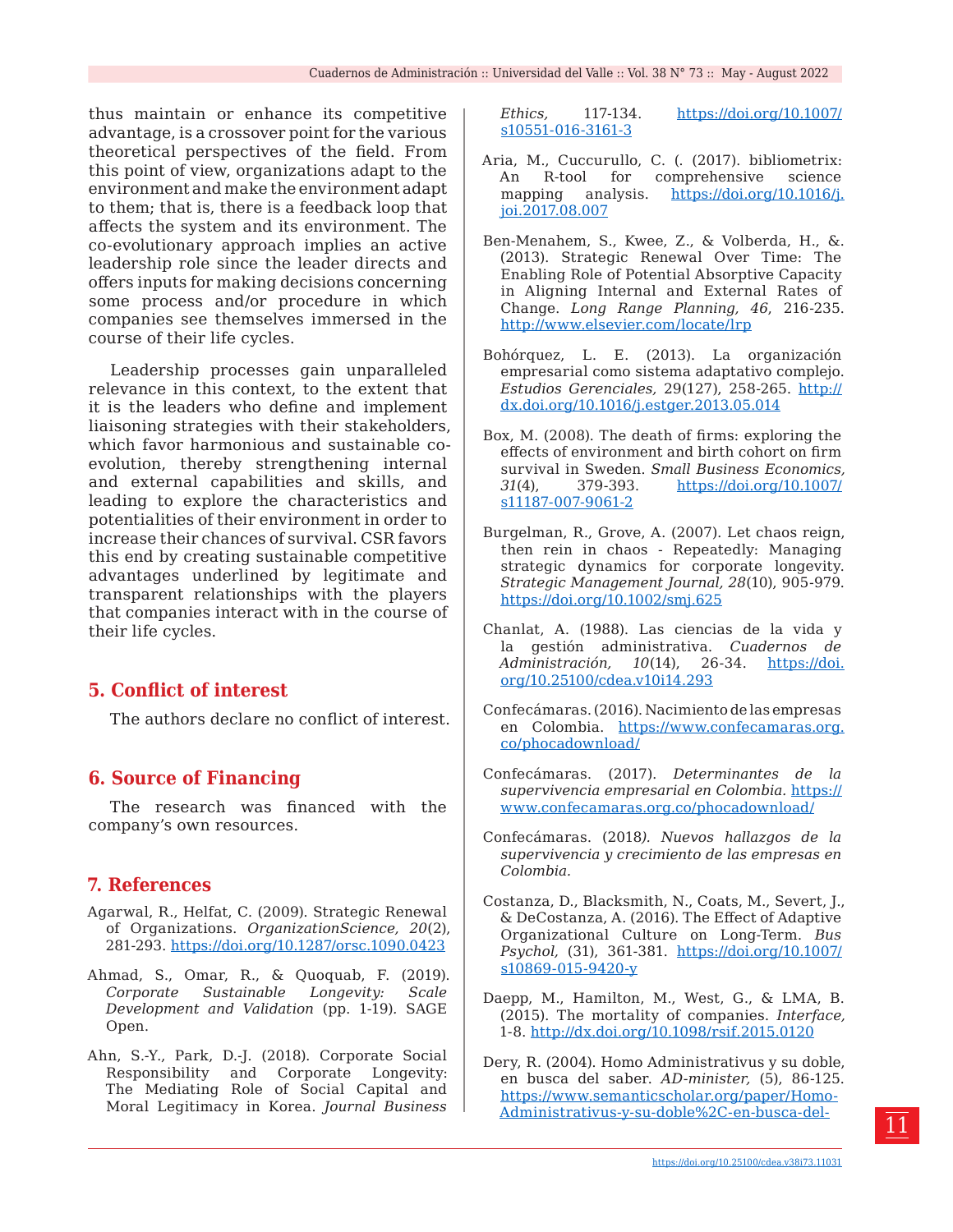thus maintain or enhance its competitive advantage, is a crossover point for the various theoretical perspectives of the field. From this point of view, organizations adapt to the environment and make the environment adapt to them; that is, there is a feedback loop that affects the system and its environment. The co-evolutionary approach implies an active leadership role since the leader directs and offers inputs for making decisions concerning some process and/or procedure in which companies see themselves immersed in the course of their life cycles.

Leadership processes gain unparalleled relevance in this context, to the extent that it is the leaders who define and implement liaisoning strategies with their stakeholders, which favor harmonious and sustainable co-evolution, thereby strengthening internal and external capabilities and skills, and leading to explore the characteristics and potentialities of their environment in order to increase their chances of survival. CSR favors this end by creating sustainable competitive advantages underlined by legitimate and transparent relationships with the players that companies interact with in the course of their life cycles.

## 5. Conflict of interest

The authors declare no conflict of interest.

## 6. Source of Financing

The research was financed with the company's own resources.

## 7. References

Agarwal, R., Helfat, C. (2009). Strategic Renewal of Organizations. *OrganizationScience, 20*(2), 281-293. https://doi.org/10.1287/orsc.1090.0423

Ahmad, S., Omar, R., & Quoquab, F. (2019). *Corporate Sustainable Longevity: Scale Development and Validation* (pp. 1-19). SAGE Open.

Ahn, S.-Y., Park, D.-J. (2018). Corporate Social Responsibility and Corporate Longevity: The Mediating Role of Social Capital and Moral Legitimacy in Korea. *Journal Business Ethics,* 117-134. https://doi.org/10.1007/s10551-016-3161-3

Aria, M., Cuccurullo, C. (. (2017). bibliometrix: An R-tool for comprehensive science mapping analysis. https://doi.org/10.1016/j.joi.2017.08.007

Ben-Menahem, S., Kwee, Z., & Volberda, H., &. (2013). Strategic Renewal Over Time: The Enabling Role of Potential Absorptive Capacity in Aligning Internal and External Rates of Change. *Long Range Planning, 46*, 216-235. http://www.elsevier.com/locate/lrp

Bohórquez, L. E. (2013). La organización empresarial como sistema adaptativo complejo. *Estudios Gerenciales,* 29(127), 258-265. http://dx.doi.org/10.1016/j.estger.2013.05.014

Box, M. (2008). The death of firms: exploring the effects of environment and birth cohort on firm survival in Sweden. *Small Business Economics, 31*(4), 379-393. https://doi.org/10.1007/s11187-007-9061-2

Burgelman, R., Grove, A. (2007). Let chaos reign, then rein in chaos - Repeatedly: Managing strategic dynamics for corporate longevity. *Strategic Management Journal, 28*(10), 905-979. https://doi.org/10.1002/smj.625

Chanlat, A. (1988). Las ciencias de la vida y la gestión administrativa. *Cuadernos de Administración, 10*(14), 26-34. https://doi.org/10.25100/cdea.v10i14.293

Confecámaras. (2016). Nacimiento de las empresas en Colombia. https://www.confecamaras.org.co/phocadownload/

Confecámaras. (2017). *Determinantes de la supervivencia empresarial en Colombia.* https://www.confecamaras.org.co/phocadownload/

Confecámaras. (2018*). Nuevos hallazgos de la supervivencia y crecimiento de las empresas en Colombia.*

Costanza, D., Blacksmith, N., Coats, M., Severt, J., & DeCostanza, A. (2016). The Effect of Adaptive Organizational Culture on Long-Term. *Bus Psychol,* (31), 361-381. https://doi.org/10.1007/s10869-015-9420-y

Daepp, M., Hamilton, M., West, G., & LMA, B. (2015). The mortality of companies. *Interface,* 1-8. http://dx.doi.org/10.1098/rsif.2015.0120

Dery, R. (2004). Homo Administrativus y su doble, en busca del saber. *AD-minister,* (5), 86-125. https://www.semanticscholar.org/paper/Homo-Administrativus-y-su-doble%2C-en-busca-del-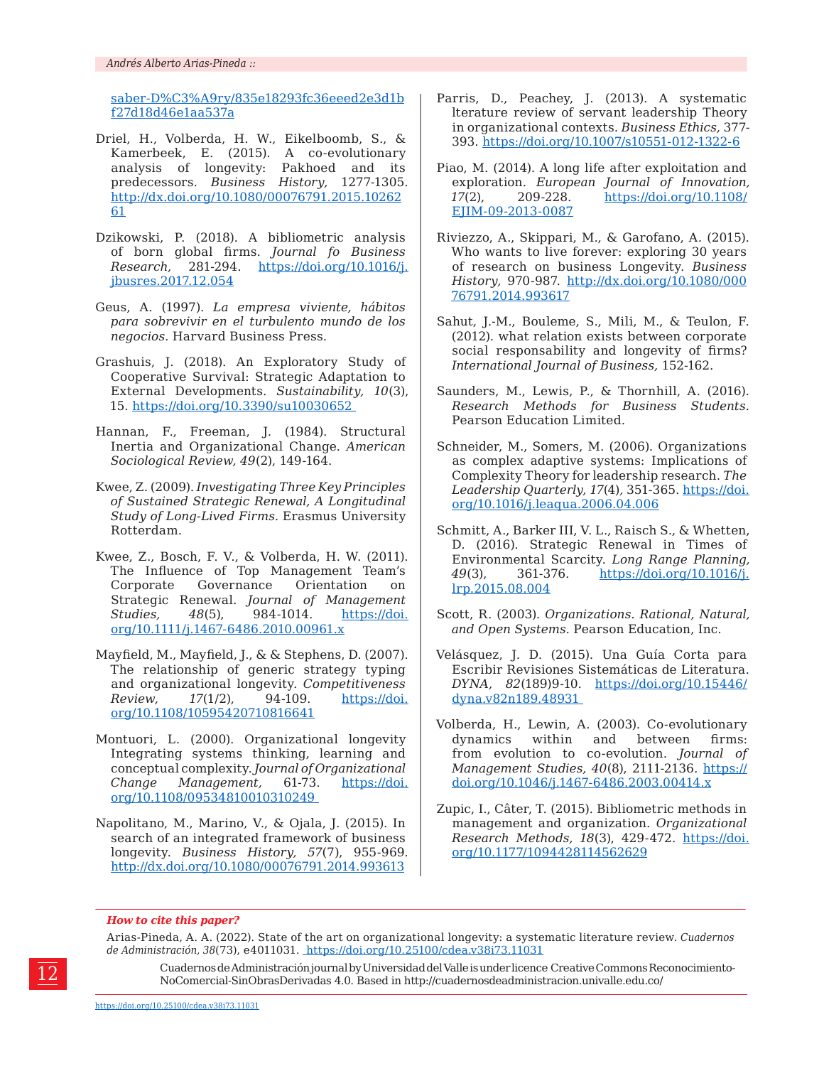saber-D%C3%A9ry/835e18293fc36eeed2e3d1bf27d18d46e1aa537a

Driel, H., Volberda, H. W., Eikelboomb, S., & Kamerbeek, E. (2015). A co-evolutionary analysis of longevity: Pakhoed and its predecessors. *Business History,* 1277-1305. http://dx.doi.org/10.1080/00076791.2015.1026261

Dzikowski, P. (2018). A bibliometric analysis of born global firms. *Journal fo Business Research,* 281-294. https://doi.org/10.1016/j.jbusres.2017.12.054

Geus, A. (1997). *La empresa viviente, hábitos para sobrevivir en el turbulento mundo de los negocios.* Harvard Business Press.

Grashuis, J. (2018). An Exploratory Study of Cooperative Survival: Strategic Adaptation to External Developments. *Sustainability, 10*(3), 15. https://doi.org/10.3390/su10030652

Hannan, F., Freeman, J. (1984). Structural Inertia and Organizational Change. *American Sociological Review, 49*(2), 149-164.

Kwee, Z. (2009). *Investigating Three Key Principles of Sustained Strategic Renewal, A Longitudinal Study of Long-Lived Firms.* Erasmus University Rotterdam.

Kwee, Z., Bosch, F. V., & Volberda, H. W. (2011). The Influence of Top Management Team's Corporate Governance Orientation on Strategic Renewal. *Journal of Management Studies, 48*(5), 984-1014. https://doi.org/10.1111/j.1467-6486.2010.00961.x

Mayfield, M., Mayfield, J., & & Stephens, D. (2007). The relationship of generic strategy typing and organizational longevity. *Competitiveness Review, 17*(1/2), 94-109. https://doi.org/10.1108/10595420710816641

Montuori, L. (2000). Organizational longevity Integrating systems thinking, learning and conceptual complexity. *Journal of Organizational Change Management,* 61-73. https://doi.org/10.1108/09534810010310249

Napolitano, M., Marino, V., & Ojala, J. (2015). In search of an integrated framework of business longevity. *Business History, 57*(7), 955-969. http://dx.doi.org/10.1080/00076791.2014.993613

Parris, D., Peachey, J. (2013). A systematic lterature review of servant leadership Theory in organizational contexts. *Business Ethics,* 377-393. https://doi.org/10.1007/s10551-012-1322-6

Piao, M. (2014). A long life after exploitation and exploration. *European Journal of Innovation, 17*(2), 209-228. https://doi.org/10.1108/EJIM-09-2013-0087

Riviezzo, A., Skippari, M., & Garofano, A. (2015). Who wants to live forever: exploring 30 years of research on business Longevity. *Business History,* 970-987. http://dx.doi.org/10.1080/00076791.2014.993617

Sahut, J.-M., Bouleme, S., Mili, M., & Teulon, F. (2012). what relation exists between corporate social responsability and longevity of firms? *International Journal of Business,* 152-162.

Saunders, M., Lewis, P., & Thornhill, A. (2016). *Research Methods for Business Students.* Pearson Education Limited.

Schneider, M., Somers, M. (2006). Organizations as complex adaptive systems: Implications of Complexity Theory for leadership research. *The Leadership Quarterly, 17*(4), 351-365. https://doi.org/10.1016/j.leaqua.2006.04.006

Schmitt, A., Barker III, V. L., Raisch S., & Whetten, D. (2016). Strategic Renewal in Times of Environmental Scarcity. *Long Range Planning, 49*(3), 361-376. https://doi.org/10.1016/j.lrp.2015.08.004

Scott, R. (2003). *Organizations. Rational, Natural, and Open Systems.* Pearson Education, Inc.

Velásquez, J. D. (2015). Una Guía Corta para Escribir Revisiones Sistemáticas de Literatura. *DYNA, 82*(189)9-10. https://doi.org/10.15446/dyna.v82n189.48931

Volberda, H., Lewin, A. (2003). Co-evolutionary dynamics within and between firms: from evolution to co-evolution. *Journal of Management Studies, 40*(8), 2111-2136. https://doi.org/10.1046/j.1467-6486.2003.00414.x

Zupic, I., Câter, T. (2015). Bibliometric methods in management and organization. *Organizational Research Methods, 18*(3), 429-472. https://doi.org/10.1177/1094428114562629

***How to cite this paper?***

Arias-Pineda, A. A. (2022). State of the art on organizational longevity: a systematic literature review. *Cuadernos de Administración, 38*(73), e4011031. https://doi.org/10.25100/cdea.v38i73.11031

Cuadernos de Administración journal by Universidad del Valle is under licence Creative Commons Reconocimiento-NoComercial-SinObrasDerivadas 4.0. Based in http://cuadernosdeadministracion.univalle.edu.co/